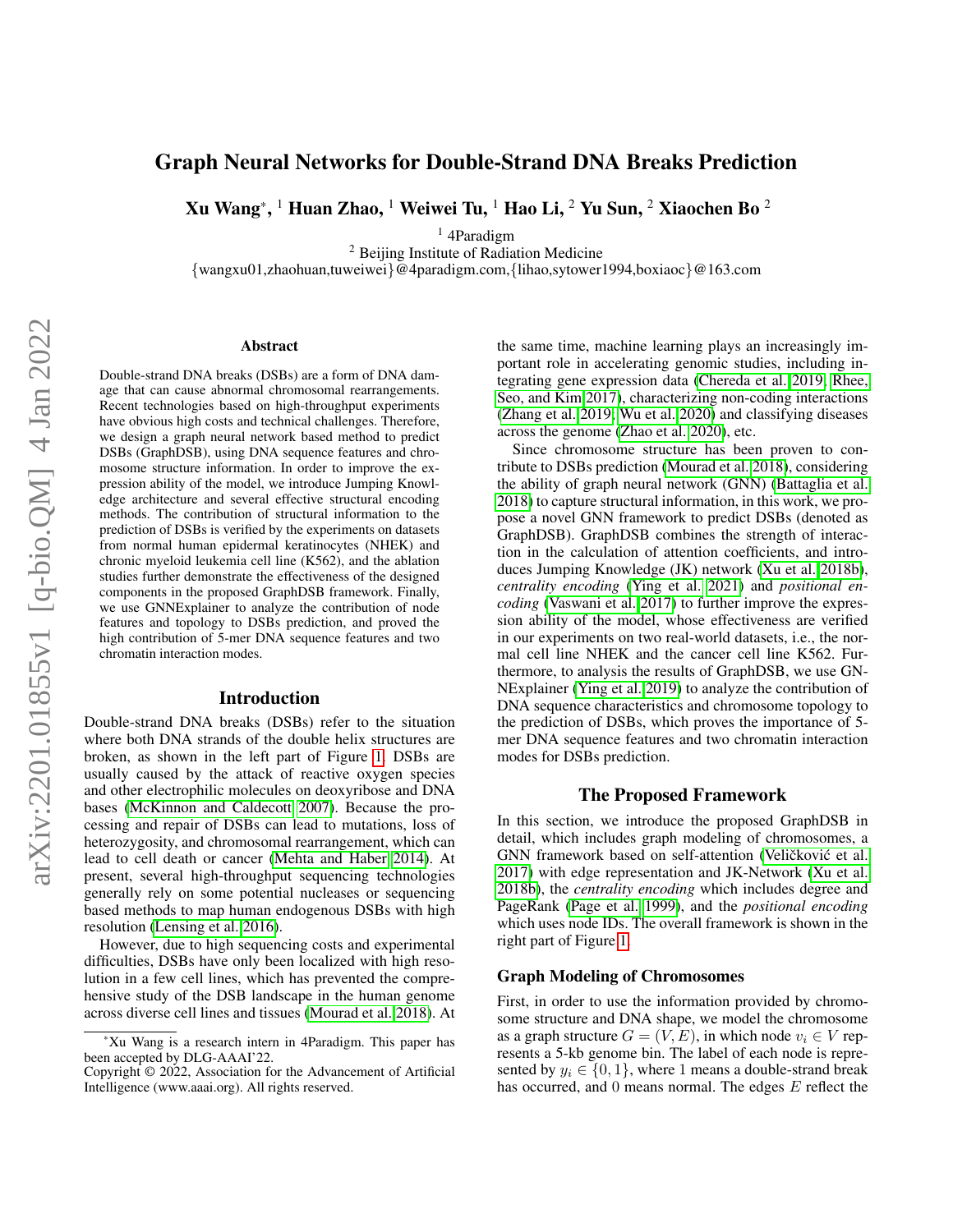# Graph Neural Networks for Double-Strand DNA Breaks Prediction

**Xu Wang**[*], [1] **Huan Zhao**, [1] **Weiwei Tu**, [1] **Hao Li**, [2] **Yu Sun**, [2] **Xiaochen Bo** [2]

[1] 4Paradigm
[2] Beijing Institute of Radiation Medicine
{wangxu01,zhaohuan,tuweiwei}@4paradigm.com,{lihao,sytower1994,boxiaoc}@163.com

## Abstract

Double-strand DNA breaks (DSBs) are a form of DNA damage that can cause abnormal chromosomal rearrangements. Recent technologies based on high-throughput experiments have obvious high costs and technical challenges. Therefore, we design a graph neural network based method to predict DSBs (GraphDSB), using DNA sequence features and chromosome structure information. In order to improve the expression ability of the model, we introduce Jumping Knowledge architecture and several effective structural encoding methods. The contribution of structural information to the prediction of DSBs is verified by the experiments on datasets from normal human epidermal keratinocytes (NHEK) and chronic myeloid leukemia cell line (K562), and the ablation studies further demonstrate the effectiveness of the designed components in the proposed GraphDSB framework. Finally, we use GNNExplainer to analyze the contribution of node features and topology to DSBs prediction, and proved the high contribution of 5-mer DNA sequence features and two chromatin interaction modes.

## Introduction

Double-strand DNA breaks (DSBs) refer to the situation where both DNA strands of the double helix structures are broken, as shown in the left part of Figure 1. DSBs are usually caused by the attack of reactive oxygen species and other electrophilic molecules on deoxyribose and DNA bases (McKinnon and Caldecott 2007). Because the processing and repair of DSBs can lead to mutations, loss of heterozygosity, and chromosomal rearrangement, which can lead to cell death or cancer (Mehta and Haber 2014). At present, several high-throughput sequencing technologies generally rely on some potential nucleases or sequencing based methods to map human endogenous DSBs with high resolution (Lensing et al. 2016).

However, due to high sequencing costs and experimental difficulties, DSBs have only been localized with high resolution in a few cell lines, which has prevented the comprehensive study of the DSB landscape in the human genome across diverse cell lines and tissues (Mourad et al. 2018). At the same time, machine learning plays an increasingly important role in accelerating genomic studies, including integrating gene expression data (Chereda et al. 2019; Rhee, Seo, and Kim 2017), characterizing non-coding interactions (Zhang et al. 2019; Wu et al. 2020) and classifying diseases across the genome (Zhao et al. 2020), etc.

Since chromosome structure has been proven to contribute to DSBs prediction (Mourad et al. 2018), considering the ability of graph neural network (GNN) (Battaglia et al. 2018) to capture structural information, in this work, we propose a novel GNN framework to predict DSBs (denoted as GraphDSB). GraphDSB combines the strength of interaction in the calculation of attention coefficients, and introduces Jumping Knowledge (JK) network (Xu et al. 2018b), *centrality encoding* (Ying et al. 2021) and *positional encoding* (Vaswani et al. 2017) to further improve the expression ability of the model, whose effectiveness are verified in our experiments on two real-world datasets, i.e., the normal cell line NHEK and the cancer cell line K562. Furthermore, to analysis the results of GraphDSB, we use GNNExplainer (Ying et al. 2019) to analyze the contribution of DNA sequence characteristics and chromosome topology to the prediction of DSBs, which proves the importance of 5-mer DNA sequence features and two chromatin interaction modes for DSBs prediction.

## The Proposed Framework

In this section, we introduce the proposed GraphDSB in detail, which includes graph modeling of chromosomes, a GNN framework based on self-attention (Veličković et al. 2017) with edge representation and JK-Network (Xu et al. 2018b), the *centrality encoding* which includes degree and PageRank (Page et al. 1999), and the *positional encoding* which uses node IDs. The overall framework is shown in the right part of Figure 1.

### Graph Modeling of Chromosomes

First, in order to use the information provided by chromosome structure and DNA shape, we model the chromosome as a graph structure $G = (V, E)$, in which node $v_i \in V$ represents a 5-kb genome bin. The label of each node is represented by $y_i \in \{0, 1\}$, where 1 means a double-strand break has occurred, and 0 means normal. The edges $E$ reflect the

[*]Xu Wang is a research intern in 4Paradigm. This paper has been accepted by DLG-AAAI'22.
Copyright © 2022, Association for the Advancement of Artificial Intelligence (www.aaai.org). All rights reserved.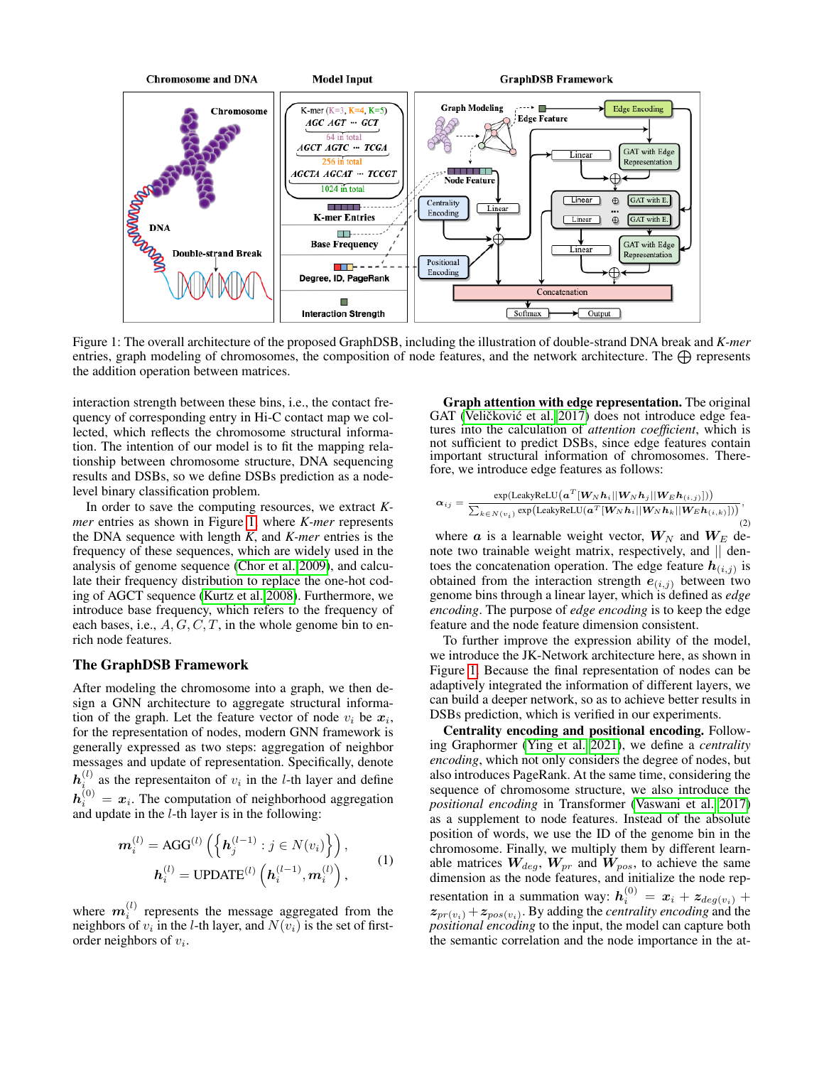Figure 1: The overall architecture of the proposed GraphDSB, including the illustration of double-strand DNA break and *K-mer* entries, graph modeling of chromosomes, the composition of node features, and the network architecture. The $\bigoplus$ represents the addition operation between matrices.

interaction strength between these bins, i.e., the contact frequency of corresponding entry in Hi-C contact map we collected, which reflects the chromosome structural information. The intention of our model is to fit the mapping relationship between chromosome structure, DNA sequencing results and DSBs, so we define DSBs prediction as a node-level binary classification problem.

In order to save the computing resources, we extract *K-mer* entries as shown in Figure 1, where *K-mer* represents the DNA sequence with length $K$, and *K-mer* entries is the frequency of these sequences, which are widely used in the analysis of genome sequence (Chor et al. 2009), and calculate their frequency distribution to replace the coding of AGCT sequence (Kurtz et al. 2008). Furthermore, we introduce base frequency, which refers to the frequency of each bases, i.e., $A, G, C, T$, in the whole genome bin to enrich node features.

## The GraphDSB Framework

After modeling the chromosome into a graph, we then design a GNN architecture to aggregate structural information of the graph. Let the feature vector of node $v_i$ be $\boldsymbol{x}_i$, for the representation of nodes, modern GNN framework is generally expressed as two steps: aggregation of neighbor messages and update of representation. Specifically, denote $\boldsymbol{h}_i^{(l)}$ as the representaiton of $v_i$ in the $l$-th layer and define $\boldsymbol{h}_i^{(0)} = \boldsymbol{x}_i$. The computation of neighborhood aggregation and update in the $l$-th layer is in the following:

$$
\begin{aligned}
\boldsymbol{m}_i^{(l)} &= \mathrm{AGG}^{(l)}\left(\left\{\boldsymbol{h}_j^{(l-1)} : j \in N(v_i)\right\}\right), \\
\boldsymbol{h}_i^{(l)} &= \mathrm{UPDATE}^{(l)}\left(\boldsymbol{h}_i^{(l-1)}, \boldsymbol{m}_i^{(l)}\right),
\end{aligned}
\tag{1}
$$

where $\boldsymbol{m}_i^{(l)}$ represents the message aggregated from the neighbors of $v_i$ in the $l$-th layer, and $N(v_i)$ is the set of first-order neighbors of $v_i$.

**Graph attention with edge representation.** Tbe original GAT (Veličković et al. 2017) does not introduce edge features into the calculation of *attention coefficient*, which is not sufficient to predict DSBs, since edge features contain important structural information of chromosomes. Therefore, we introduce edge features as follows:

$$
\boldsymbol{\alpha}_{ij} = \frac{\exp(\mathrm{LeakyReLU}(\boldsymbol{a}^T[\boldsymbol{W}_N\boldsymbol{h}_i||\boldsymbol{W}_N\boldsymbol{h}_j||\boldsymbol{W}_E\boldsymbol{h}_{(i,j)}]))}{\sum_{k\in N(v_i)}\exp(\mathrm{LeakyReLU}(\boldsymbol{a}^T[\boldsymbol{W}_N\boldsymbol{h}_i||\boldsymbol{W}_N\boldsymbol{h}_k||\boldsymbol{W}_E\boldsymbol{h}_{(i,k)}]))}, \tag{2}
$$

where $\boldsymbol{a}$ is a learnable weight vector, $\boldsymbol{W}_N$ and $\boldsymbol{W}_E$ denote two trainable weight matrix, respectively, and $||$ dentoes the concatenation operation. The edge feature $\boldsymbol{h}_{(i,j)}$ is obtained from the interaction strength $\boldsymbol{e}_{(i,j)}$ between two genome bins through a linear layer, which is defined as *edge encoding*. The purpose of *edge encoding* is to keep the edge feature and the node feature dimension consistent.

To further improve the expression ability of the model, we introduce the JK-Network architecture here, as shown in Figure 1. Because the final representation of nodes can be adaptively integrated the information of different layers, we can build a deeper network, so as to achieve better results in DSBs prediction, which is verified in our experiments.

**Centrality encoding and positional encoding.** Following Graphormer (Ying et al. 2021), we define a *centrality encoding*, which not only considers the degree of nodes, but also introduces PageRank. At the same time, considering the sequence of chromosome structure, we also introduce the *positional encoding* in Transformer (Vaswani et al. 2017) as a supplement to node features. Instead of the absolute position of words, we use the ID of the genome bin in the chromosome. Finally, we multiply them by different learnable matrices $\boldsymbol{W}_{deg}$, $\boldsymbol{W}_{pr}$ and $\boldsymbol{W}_{pos}$, to achieve the same dimension as the node features, and initialize the node representation in a summation way: $\boldsymbol{h}_i^{(0)} = \boldsymbol{x}_i + \boldsymbol{z}_{deg(v_i)} + \boldsymbol{z}_{pr(v_i)} + \boldsymbol{z}_{pos(v_i)}$. By adding the *centrality encoding* and the *positional encoding* to the input, the model can capture both the semantic correlation and the node importance in the at-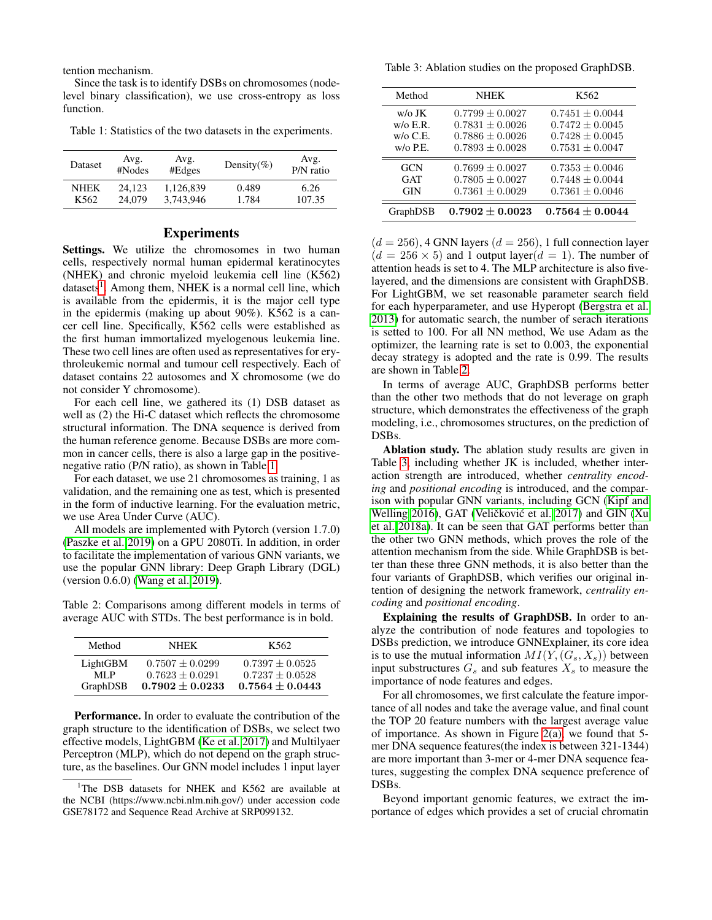tention mechanism.

Since the task is to identify DSBs on chromosomes (node-level binary classification), we use cross-entropy as loss function.

Table 1: Statistics of the two datasets in the experiments.

| Dataset | Avg. #Nodes | Avg. #Edges | Density(%) | Avg. P/N ratio |
|---|---|---|---|---|
| NHEK | 24,123 | 1,126,839 | 0.489 | 6.26 |
| K562 | 24,079 | 3,743,946 | 1.784 | 107.35 |

## Experiments

**Settings.** We utilize the chromosomes in two human cells, respectively normal human epidermal keratinocytes (NHEK) and chronic myeloid leukemia cell line (K562) datasets[1]. Among them, NHEK is a normal cell line, which is available from the epidermis, it is the major cell type in the epidermis (making up about 90%). K562 is a cancer cell line. Specifically, K562 cells were established as the first human immortalized myelogenous leukemia line. These two cell lines are often used as representatives for erythroleukemic normal and tumour cell respectively. Each of dataset contains 22 autosomes and X chromosome (we do not consider Y chromosome).

For each cell line, we gathered its (1) DSB dataset as well as (2) the Hi-C dataset which reflects the chromosome structural information. The DNA sequence is derived from the human reference genome. Because DSBs are more common in cancer cells, there is also a large gap in the positive-negative ratio (P/N ratio), as shown in Table 1.

For each dataset, we use 21 chromosomes as training, 1 as validation, and the remaining one as test, which is presented in the form of inductive learning. For the evaluation metric, we use Area Under Curve (AUC).

All models are implemented with Pytorch (version 1.7.0) (Paszke et al. 2019) on a GPU 2080Ti. In addition, in order to facilitate the implementation of various GNN variants, we use the popular GNN library: Deep Graph Library (DGL) (version 0.6.0) (Wang et al. 2019).

Table 2: Comparisons among different models in terms of average AUC with STDs. The best performance is in bold.

| Method | NHEK | K562 |
|---|---|---|
| LightGBM | $0.7507 \pm 0.0299$ | $0.7397 \pm 0.0525$ |
| MLP | $0.7623 \pm 0.0291$ | $0.7237 \pm 0.0528$ |
| GraphDSB | $\mathbf{0.7902 \pm 0.0233}$ | $\mathbf{0.7564 \pm 0.0443}$ |

**Performance.** In order to evaluate the contribution of the graph structure to the identification of DSBs, we select two effective models, LightGBM (Ke et al. 2017) and Multilyaer Perceptron (MLP), which do not depend on the graph structure, as the baselines. Our GNN model includes 1 input layer ($d = 256$), 4 GNN layers ($d = 256$), 1 full connection layer ($d = 256 \times 5$) and 1 output layer($d = 1$). The number of attention heads is set to 4. The MLP architecture is also five-layered, and the dimensions are consistent with GraphDSB. For LightGBM, we set reasonable parameter search field for each hyperparameter, and use Hyperopt (Bergstra et al. 2013) for automatic search, the number of serach iterations is setted to 100. For all NN method, We use Adam as the optimizer, the learning rate is set to 0.003, the exponential decay strategy is adopted and the rate is 0.99. The results are shown in Table 2.

[1] The DSB datasets for NHEK and K562 are available at the NCBI (https://www.ncbi.nlm.nih.gov/) under accession code GSE78172 and Sequence Read Archive at SRP099132.

Table 3: Ablation studies on the proposed GraphDSB.

| Method | NHEK | K562 |
|---|---|---|
| w/o JK | $0.7799 \pm 0.0027$ | $0.7451 \pm 0.0044$ |
| w/o E.R. | $0.7831 \pm 0.0026$ | $0.7472 \pm 0.0045$ |
| w/o C.E. | $0.7886 \pm 0.0026$ | $0.7428 \pm 0.0045$ |
| w/o P.E. | $0.7893 \pm 0.0028$ | $0.7531 \pm 0.0047$ |
| GCN | $0.7699 \pm 0.0027$ | $0.7353 \pm 0.0046$ |
| GAT | $0.7805 \pm 0.0027$ | $0.7448 \pm 0.0044$ |
| GIN | $0.7361 \pm 0.0029$ | $0.7361 \pm 0.0046$ |
| GraphDSB | $\mathbf{0.7902 \pm 0.0023}$ | $\mathbf{0.7564 \pm 0.0044}$ |

In terms of average AUC, GraphDSB performs better than the other two methods that do not leverage on graph structure, which demonstrates the effectiveness of the graph modeling, i.e., chromosomes structures, on the prediction of DSBs.

**Ablation study.** The ablation study results are given in Table 3, including whether JK is included, whether interaction strength are introduced, whether *centrality encoding* and *positional encoding* is introduced, and the comparison with popular GNN variants, including GCN (Kipf and Welling 2016), GAT (Veličković et al. 2017) and GIN (Xu et al. 2018a). It can be seen that GAT performs better than the other two GNN methods, which proves the role of the attention mechanism from the side. While GraphDSB is better than these three GNN methods, it is also better than the four variants of GraphDSB, which verifies our original intention of designing the network framework, *centrality encoding* and *positional encoding*.

**Explaining the results of GraphDSB.** In order to analyze the contribution of node features and topologies to DSBs prediction, we introduce GNNExplainer, its core idea is to use the mutual information $MI(Y, (G_s, X_s))$ between input substructures $G_s$ and sub features $X_s$ to measure the importance of node features and edges.

For all chromosomes, we first calculate the feature importance of all nodes and take the average value, and final count the TOP 20 feature numbers with the largest average value of importance. As shown in Figure 2(a), we found that 5-mer DNA sequence features(the index is between 321-1344) are more important than 3-mer or 4-mer DNA sequence features, suggesting the complex DNA sequence preference of DSBs.

Beyond important genomic features, we extract the importance of edges which provides a set of crucial chromatin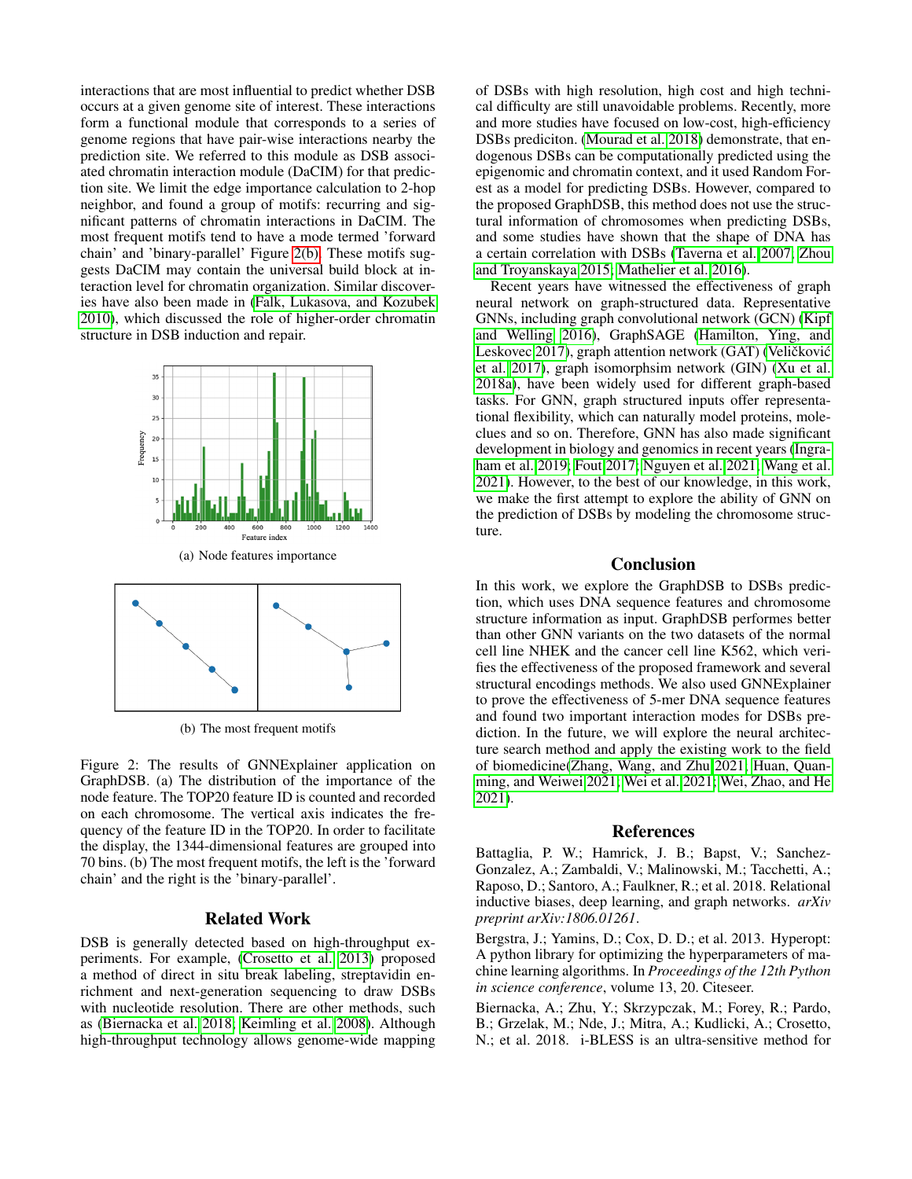interactions that are most influential to predict whether DSB occurs at a given genome site of interest. These interactions form a functional module that corresponds to a series of genome regions that have pair-wise interactions nearby the prediction site. We referred to this module as DSB associated chromatin interaction module (DaCIM) for that prediction site. We limit the edge importance calculation to 2-hop neighbor, and found a group of motifs: recurring and significant patterns of chromatin interactions in DaCIM. The most frequent motifs tend to have a mode termed 'forward chain' and 'binary-parallel' Figure 2(b). These motifs suggests DaCIM may contain the universal build block at interaction level for chromatin organization. Similar discoveries have also been made in (Falk, Lukasova, and Kozubek 2010), which discussed the role of higher-order chromatin structure in DSB induction and repair.

(a) Node features importance

(b) The most frequent motifs

Figure 2: The results of GNNExplainer application on GraphDSB. (a) The distribution of the importance of the node feature. The TOP20 feature ID is counted and recorded on each chromosome. The vertical axis indicates the frequency of the feature ID in the TOP20. In order to facilitate the display, the 1344-dimensional features are grouped into 70 bins. (b) The most frequent motifs, the left is the 'forward chain' and the right is the 'binary-parallel'.

## Related Work

DSB is generally detected based on high-throughput experiments. For example, (Crosetto et al. 2013) proposed a method of direct in situ break labeling, streptavidin enrichment and next-generation sequencing to draw DSBs with nucleotide resolution. There are other methods, such as (Biernacka et al. 2018; Keimling et al. 2008). Although high-throughput technology allows genome-wide mapping of DSBs with high resolution, high cost and high technical difficulty are still unavoidable problems. Recently, more and more studies have focused on low-cost, high-efficiency DSBs prediciton. (Mourad et al. 2018) demonstrate, that endogenous DSBs can be computationally predicted using the epigenomic and chromatin context, and it used Random Forest as a model for predicting DSBs. However, compared to the proposed GraphDSB, this method does not use the structural information of chromosomes when predicting DSBs, and some studies have shown that the shape of DNA has a certain correlation with DSBs (Taverna et al. 2007; Zhou and Troyanskaya 2015; Mathelier et al. 2016).

Recent years have witnessed the effectiveness of graph neural network on graph-structured data. Representative GNNs, including graph convolutional network (GCN) (Kipf and Welling 2016), GraphSAGE (Hamilton, Ying, and Leskovec 2017), graph attention network (GAT) (Veličković et al. 2017), graph isomorphsim network (GIN) (Xu et al. 2018a), have been widely used for different graph-based tasks. For GNN, graph structured inputs offer representational flexibility, which can naturally model proteins, moleclues and so on. Therefore, GNN has also made significant development in biology and genomics in recent years (Ingraham et al. 2019; Fout 2017; Nguyen et al. 2021; Wang et al. 2021). However, to the best of our knowledge, in this work, we make the first attempt to explore the ability of GNN on the prediction of DSBs by modeling the chromosome structure.

## Conclusion

In this work, we explore the GraphDSB to DSBs prediction, which uses DNA sequence features and chromosome structure information as input. GraphDSB performes better than other GNN variants on the two datasets of the normal cell line NHEK and the cancer cell line K562, which verifies the effectiveness of the proposed framework and several structural encodings methods. We also used GNNExplainer to prove the effectiveness of 5-mer DNA sequence features and found two important interaction modes for DSBs prediction. In the future, we will explore the neural architecture search method and apply the existing work to the field of biomedicine(Zhang, Wang, and Zhu 2021; Huan, Quanming, and Weiwei 2021; Wei et al. 2021; Wei, Zhao, and He 2021).

## References

Battaglia, P. W.; Hamrick, J. B.; Bapst, V.; Sanchez-Gonzalez, A.; Zambaldi, V.; Malinowski, M.; Tacchetti, A.; Raposo, D.; Santoro, A.; Faulkner, R.; et al. 2018. Relational inductive biases, deep learning, and graph networks. *arXiv preprint arXiv:1806.01261*.

Bergstra, J.; Yamins, D.; Cox, D. D.; et al. 2013. Hyperopt: A python library for optimizing the hyperparameters of machine learning algorithms. In *Proceedings of the 12th Python in science conference*, volume 13, 20. Citeseer.

Biernacka, A.; Zhu, Y.; Skrzypczak, M.; Forey, R.; Pardo, B.; Grzelak, M.; Nde, J.; Mitra, A.; Kudlicki, A.; Crosetto, N.; et al. 2018. i-BLESS is an ultra-sensitive method for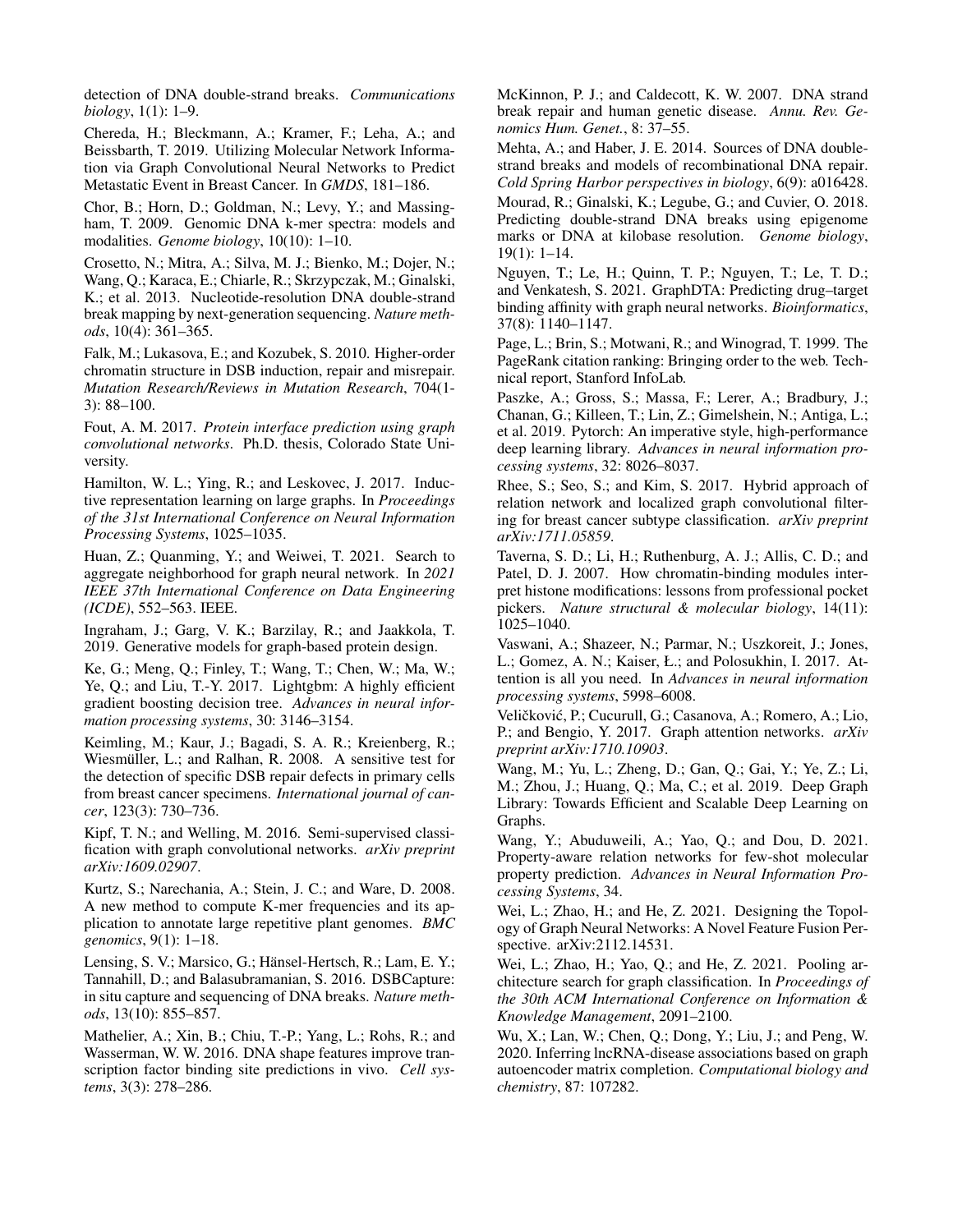detection of DNA double-strand breaks. *Communications biology*, 1(1): 1–9.

Chereda, H.; Bleckmann, A.; Kramer, F.; Leha, A.; and Beissbarth, T. 2019. Utilizing Molecular Network Information via Graph Convolutional Neural Networks to Predict Metastatic Event in Breast Cancer. In *GMDS*, 181–186.

Chor, B.; Horn, D.; Goldman, N.; Levy, Y.; and Massingham, T. 2009. Genomic DNA k-mer spectra: models and modalities. *Genome biology*, 10(10): 1–10.

Crosetto, N.; Mitra, A.; Silva, M. J.; Bienko, M.; Dojer, N.; Wang, Q.; Karaca, E.; Chiarle, R.; Skrzypczak, M.; Ginalski, K.; et al. 2013. Nucleotide-resolution DNA double-strand break mapping by next-generation sequencing. *Nature methods*, 10(4): 361–365.

Falk, M.; Lukasova, E.; and Kozubek, S. 2010. Higher-order chromatin structure in DSB induction, repair and misrepair. *Mutation Research/Reviews in Mutation Research*, 704(1-3): 88–100.

Fout, A. M. 2017. *Protein interface prediction using graph convolutional networks*. Ph.D. thesis, Colorado State University.

Hamilton, W. L.; Ying, R.; and Leskovec, J. 2017. Inductive representation learning on large graphs. In *Proceedings of the 31st International Conference on Neural Information Processing Systems*, 1025–1035.

Huan, Z.; Quanming, Y.; and Weiwei, T. 2021. Search to aggregate neighborhood for graph neural network. In *2021 IEEE 37th International Conference on Data Engineering (ICDE)*, 552–563. IEEE.

Ingraham, J.; Garg, V. K.; Barzilay, R.; and Jaakkola, T. 2019. Generative models for graph-based protein design.

Ke, G.; Meng, Q.; Finley, T.; Wang, T.; Chen, W.; Ma, W.; Ye, Q.; and Liu, T.-Y. 2017. Lightgbm: A highly efficient gradient boosting decision tree. *Advances in neural information processing systems*, 30: 3146–3154.

Keimling, M.; Kaur, J.; Bagadi, S. A. R.; Kreienberg, R.; Wiesmüller, L.; and Ralhan, R. 2008. A sensitive test for the detection of specific DSB repair defects in primary cells from breast cancer specimens. *International journal of cancer*, 123(3): 730–736.

Kipf, T. N.; and Welling, M. 2016. Semi-supervised classification with graph convolutional networks. *arXiv preprint arXiv:1609.02907*.

Kurtz, S.; Narechania, A.; Stein, J. C.; and Ware, D. 2008. A new method to compute K-mer frequencies and its application to annotate large repetitive plant genomes. *BMC genomics*, 9(1): 1–18.

Lensing, S. V.; Marsico, G.; Hänsel-Hertsch, R.; Lam, E. Y.; Tannahill, D.; and Balasubramanian, S. 2016. DSBCapture: in situ capture and sequencing of DNA breaks. *Nature methods*, 13(10): 855–857.

Mathelier, A.; Xin, B.; Chiu, T.-P.; Yang, L.; Rohs, R.; and Wasserman, W. W. 2016. DNA shape features improve transcription factor binding site predictions in vivo. *Cell systems*, 3(3): 278–286.

McKinnon, P. J.; and Caldecott, K. W. 2007. DNA strand break repair and human genetic disease. *Annu. Rev. Genomics Hum. Genet.*, 8: 37–55.

Mehta, A.; and Haber, J. E. 2014. Sources of DNA double-strand breaks and models of recombinational DNA repair. *Cold Spring Harbor perspectives in biology*, 6(9): a016428.

Mourad, R.; Ginalski, K.; Legube, G.; and Cuvier, O. 2018. Predicting double-strand DNA breaks using epigenome marks or DNA at kilobase resolution. *Genome biology*, 19(1): 1–14.

Nguyen, T.; Le, H.; Quinn, T. P.; Nguyen, T.; Le, T. D.; and Venkatesh, S. 2021. GraphDTA: Predicting drug–target binding affinity with graph neural networks. *Bioinformatics*, 37(8): 1140–1147.

Page, L.; Brin, S.; Motwani, R.; and Winograd, T. 1999. The PageRank citation ranking: Bringing order to the web. Technical report, Stanford InfoLab.

Paszke, A.; Gross, S.; Massa, F.; Lerer, A.; Bradbury, J.; Chanan, G.; Killeen, T.; Lin, Z.; Gimelshein, N.; Antiga, L.; et al. 2019. Pytorch: An imperative style, high-performance deep learning library. *Advances in neural information processing systems*, 32: 8026–8037.

Rhee, S.; Seo, S.; and Kim, S. 2017. Hybrid approach of relation network and localized graph convolutional filtering for breast cancer subtype classification. *arXiv preprint arXiv:1711.05859*.

Taverna, S. D.; Li, H.; Ruthenburg, A. J.; Allis, C. D.; and Patel, D. J. 2007. How chromatin-binding modules interpret histone modifications: lessons from professional pocket pickers. *Nature structural & molecular biology*, 14(11): 1025–1040.

Vaswani, A.; Shazeer, N.; Parmar, N.; Uszkoreit, J.; Jones, L.; Gomez, A. N.; Kaiser, Ł.; and Polosukhin, I. 2017. Attention is all you need. In *Advances in neural information processing systems*, 5998–6008.

Veličković, P.; Cucurull, G.; Casanova, A.; Romero, A.; Lio, P.; and Bengio, Y. 2017. Graph attention networks. *arXiv preprint arXiv:1710.10903*.

Wang, M.; Yu, L.; Zheng, D.; Gan, Q.; Gai, Y.; Ye, Z.; Li, M.; Zhou, J.; Huang, Q.; Ma, C.; et al. 2019. Deep Graph Library: Towards Efficient and Scalable Deep Learning on Graphs.

Wang, Y.; Abuduweili, A.; Yao, Q.; and Dou, D. 2021. Property-aware relation networks for few-shot molecular property prediction. *Advances in Neural Information Processing Systems*, 34.

Wei, L.; Zhao, H.; and He, Z. 2021. Designing the Topology of Graph Neural Networks: A Novel Feature Fusion Perspective. arXiv:2112.14531.

Wei, L.; Zhao, H.; Yao, Q.; and He, Z. 2021. Pooling architecture search for graph classification. In *Proceedings of the 30th ACM International Conference on Information & Knowledge Management*, 2091–2100.

Wu, X.; Lan, W.; Chen, Q.; Dong, Y.; Liu, J.; and Peng, W. 2020. Inferring lncRNA-disease associations based on graph autoencoder matrix completion. *Computational biology and chemistry*, 87: 107282.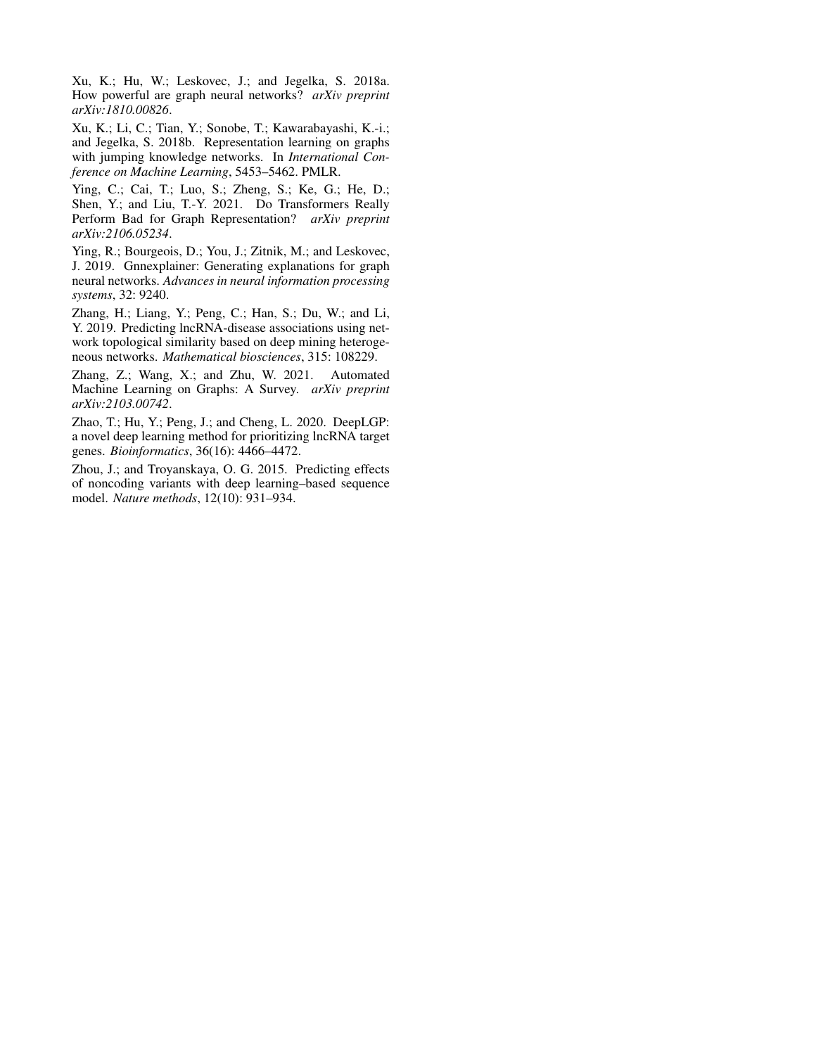Xu, K.; Hu, W.; Leskovec, J.; and Jegelka, S. 2018a. How powerful are graph neural networks? *arXiv preprint arXiv:1810.00826*.

Xu, K.; Li, C.; Tian, Y.; Sonobe, T.; Kawarabayashi, K.-i.; and Jegelka, S. 2018b. Representation learning on graphs with jumping knowledge networks. In *International Conference on Machine Learning*, 5453–5462. PMLR.

Ying, C.; Cai, T.; Luo, S.; Zheng, S.; Ke, G.; He, D.; Shen, Y.; and Liu, T.-Y. 2021. Do Transformers Really Perform Bad for Graph Representation? *arXiv preprint arXiv:2106.05234*.

Ying, R.; Bourgeois, D.; You, J.; Zitnik, M.; and Leskovec, J. 2019. Gnnexplainer: Generating explanations for graph neural networks. *Advances in neural information processing systems*, 32: 9240.

Zhang, H.; Liang, Y.; Peng, C.; Han, S.; Du, W.; and Li, Y. 2019. Predicting lncRNA-disease associations using network topological similarity based on deep mining heterogeneous networks. *Mathematical biosciences*, 315: 108229.

Zhang, Z.; Wang, X.; and Zhu, W. 2021. Automated Machine Learning on Graphs: A Survey. *arXiv preprint arXiv:2103.00742*.

Zhao, T.; Hu, Y.; Peng, J.; and Cheng, L. 2020. DeepLGP: a novel deep learning method for prioritizing lncRNA target genes. *Bioinformatics*, 36(16): 4466–4472.

Zhou, J.; and Troyanskaya, O. G. 2015. Predicting effects of noncoding variants with deep learning–based sequence model. *Nature methods*, 12(10): 931–934.